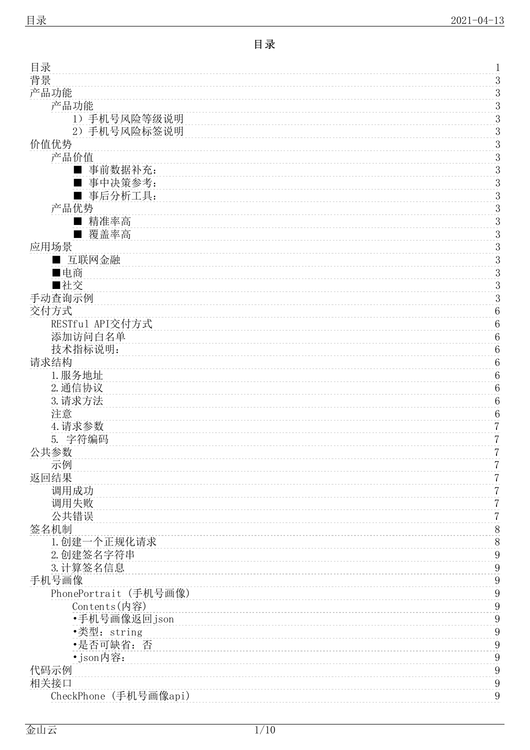# 目录

- 目录 1
- 背景 3
- 产品功能 3
    - 产品功能 3
        - 1）手机号风险等级说明 3
        - 2）手机号风险标签说明 3
- 价值优势 3
    - 产品价值 3
        - ■ 事前数据补充： 3
        - ■ 事中决策参考： 3
        - ■ 事后分析工具： 3
    - 产品优势 3
        - ■ 精准率高 3
        - ■ 覆盖率高 3
- 应用场景 3
    - ■ 互联网金融 3
    - ■电商 3
    - ■社交 3
- 手动查询示例 3
- 交付方式 6
    - RESTful API交付方式 6
    - 添加访问白名单 6
    - 技术指标说明： 6
- 请求结构 6
    - 1.服务地址 6
    - 2.通信协议 6
    - 3.请求方法 6
    - 注意 6
    - 4.请求参数 7
    - 5. 字符编码 7
- 公共参数 7
    - 示例 7
- 返回结果 7
    - 调用成功 7
    - 调用失败 7
    - 公共错误 7
- 签名机制 8
    - 1.创建一个正规化请求 8
    - 2.创建签名字符串 9
    - 3.计算签名信息 9
- 手机号画像 9
    - PhonePortrait (手机号画像) 9
        - Contents(内容) 9
        - •手机号画像返回json 9
        - •类型：string 9
        - •是否可缺省：否 9
        - •json内容： 9
- 代码示例 9
- 相关接口 9
    - CheckPhone (手机号画像api) 9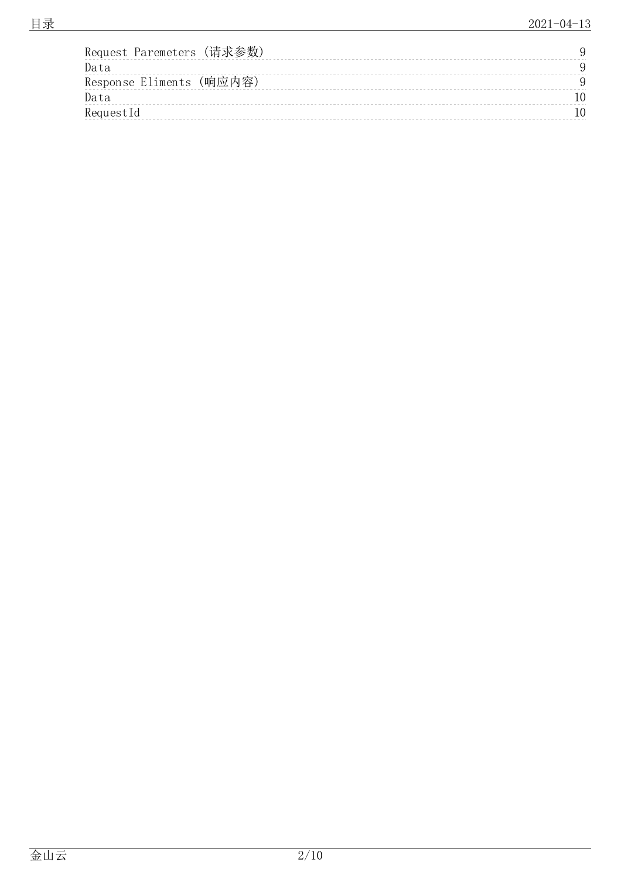Request Paremeters (请求参数) 9
Data 9
Response Eliments (响应内容) 9
Data 10
RequestId 10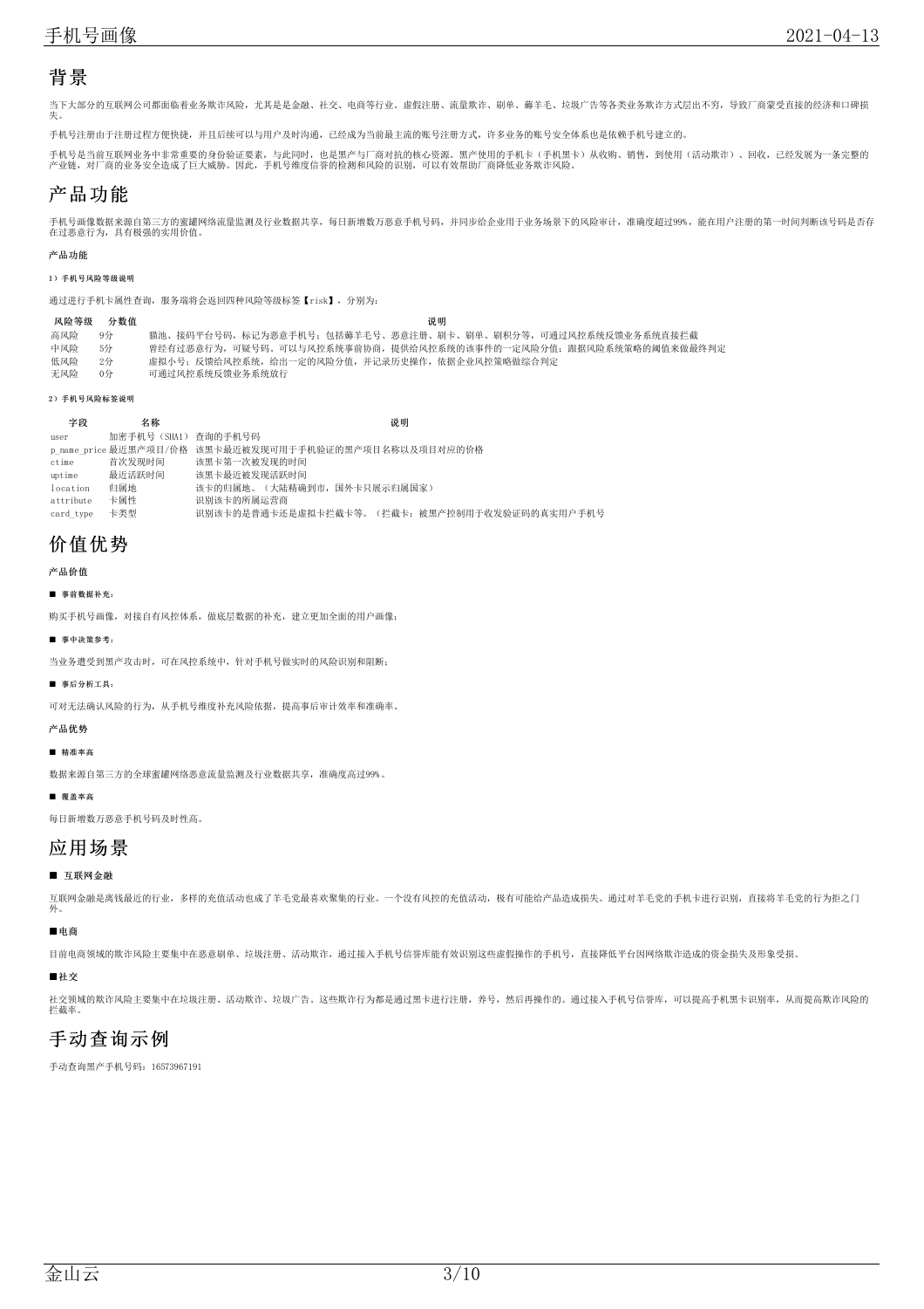# 背景

当下大部分的互联网公司都面临着业务欺诈风险，尤其是是金融、社交、电商等行业。虚假注册、流量欺诈、刷单、薅羊毛、垃圾广告等各类业务欺诈方式层出不穷，导致厂商蒙受直接的经济和口碑损失。

手机号注册由于注册过程方便快捷，并且后续可以与用户及时沟通，已经成为当前最主流的账号注册方式，许多业务的账号安全体系也是依赖手机号建立的。

手机号是当前互联网业务中非常重要的身份验证要素，与此同时，也是黑产与厂商对抗的核心资源。黑产使用的手机卡（手机黑卡）从收购、销售，到使用（活动欺诈）、回收，已经发展为一条完整的产业链，对厂商的业务安全造成了巨大威胁。因此，手机号维度信誉的检测和风险的识别，可以有效帮助厂商降低业务欺诈风险。

# 产品功能

手机号画像数据来源自第三方的蜜罐网络流量监测及行业数据共享，每日新增数万恶意手机号码，并同步给企业用于业务场景下的风险审计，准确度超过99%，能在用户注册的第一时间判断该号码是否存在过恶意行为，具有极强的实用价值。

**产品功能**

**1）手机号风险等级说明**

通过进行手机卡属性查询，服务端将会返回四种风险等级标签【risk】，分别为：

| 风险等级 | 分数值 | 说明 |
| --- | --- | --- |
| 高风险 | 9分 | 猫池、接码平台号码，标记为恶意手机号；包括薅羊毛号、恶意注册、刷卡、刷单、刷积分等，可通过风控系统反馈业务系统直接拦截 |
| 中风险 | 5分 | 曾经有过恶意行为，可疑号码。可以与风控系统事前协商，提供给风控系统的该事件的一定风险分值；跟据风险系统策略的阈值来做最终判定 |
| 低风险 | 2分 | 虚拟小号；反馈给风控系统，给出一定的风险分值，并记录历史操作，依据企业风控策略做综合判定 |
| 无风险 | 0分 | 可通过风控系统反馈业务系统放行 |

**2）手机号风险标签说明**

| 字段 | 名称 | 说明 |
| --- | --- | --- |
| user | 加密手机号（SHA1） | 查询的手机号码 |
| p_name_price | 最近黑产项目/价格 | 该黑卡最近被发现可用于手机验证的黑产项目名称以及项目对应的价格 |
| ctime | 首次发现时间 | 该黑卡第一次被发现的时间 |
| uptime | 最近活跃时间 | 该黑卡最近被发现活跃时间 |
| location | 归属地 | 该卡的归属地。（大陆精确到市，国外卡只展示归属国家） |
| attribute | 卡属性 | 识别该卡的所属运营商 |
| card_type | 卡类型 | 识别该卡的是普通卡还是虚拟卡拦截卡等。（拦截卡：被黑产控制用于收发验证码的真实用户手机号 |

# 价值优势

**产品价值**

■ **事前数据补充：**

购买手机号画像，对接自有风控体系，做底层数据的补充，建立更加全面的用户画像；

■ **事中决策参考：**

当业务遭受到黑产攻击时，可在风控系统中，针对手机号做实时的风险识别和阻断；

■ **事后分析工具：**

可对无法确认风险的行为，从手机号维度补充风险依据，提高事后审计效率和准确率。

**产品优势**

■ **精准率高**

数据来源自第三方的全球蜜罐网络恶意流量监测及行业数据共享，准确度高过99%。

■ **覆盖率高**

每日新增数万恶意手机号码及时性高。

# 应用场景

### ■ 互联网金融

互联网金融是离钱最近的行业，多样的充值活动也成了羊毛党最喜欢聚集的行业。一个没有风控的充值活动，极有可能给产品造成损失。通过对羊毛党的手机卡进行识别，直接将羊毛党的行为拒之门外。

### ■电商

目前电商领域的欺诈风险主要集中在恶意刷单、垃圾注册、活动欺诈，通过接入手机号信誉库能有效识别这些虚假操作的手机号，直接降低平台因网络欺诈造成的资金损失及形象受损。

### ■社交

社交领域的欺诈风险主要集中在垃圾注册、活动欺诈、垃圾广告。这些欺诈行为都是通过黑卡进行注册，养号，然后再操作的。通过接入手机号信誉库，可以提高手机黑卡识别率，从而提高欺诈风险的拦截率。

# 手动查询示例

手动查询黑产手机号码：16573967191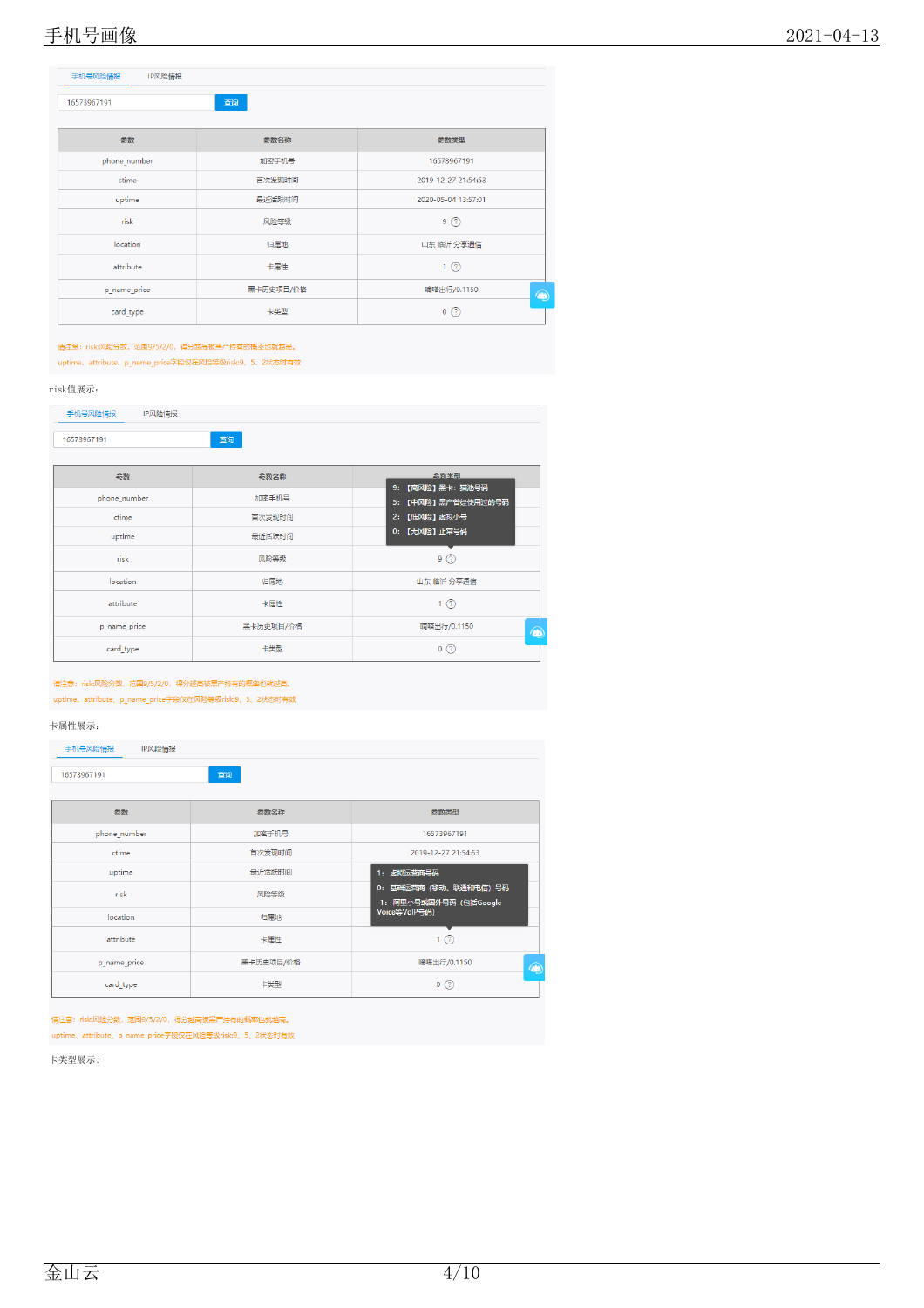手机号风险情报　IP风险情报

16573967191　查询

| 参数 | 参数名称 | 参数类型 |
| --- | --- | --- |
| phone_number | 加密手机号 | 16573967191 |
| ctime | 首次发现时间 | 2019-12-27 21:54:53 |
| uptime | 最近活跃时间 | 2020-05-04 13:57:01 |
| risk | 风险等级 | 9 ⓘ |
| location | 归属地 | 山东 临沂 分享通信 |
| attribute | 卡属性 | 1 ⓘ |
| p_name_price | 黑卡历史项目/价格 | 嘀嗒出行/0.1150 |
| card_type | 卡类型 | 0 ⓘ |

请注意：risk:风险分数，范围9/5/2/0，得分越高被黑产持有的概率也就越高。

uptime、attribute、p_name_price字段仅在风险等级risk:9、5、2状态时有效

risk值展示：

手机号风险情报　IP风险情报

16573967191　查询

| 参数 | 参数名称 | 参数类型 |
| --- | --- | --- |
| phone_number | 加密手机号 | |
| ctime | 首次发现时间 | |
| uptime | 最近活跃时间 | |
| risk | 风险等级 | 9 ⓘ |
| location | 归属地 | 山东 临沂 分享通信 |
| attribute | 卡属性 | 1 ⓘ |
| p_name_price | 黑卡历史项目/价格 | 嘀嗒出行/0.1150 |
| card_type | 卡类型 | 0 ⓘ |

9：【高风险】黑卡：猫池号码
5：【中风险】黑产曾经使用过的号码
2：【低风险】虚拟小号
0：【无风险】正常号码

请注意：risk:风险分数，范围9/5/2/0，得分越高被黑产持有的概率也就越高。

uptime、attribute、p_name_price字段仅在风险等级risk:9、5、2状态时有效

卡属性展示：

手机号风险情报　IP风险情报

16573967191　查询

| 参数 | 参数名称 | 参数类型 |
| --- | --- | --- |
| phone_number | 加密手机号 | 16573967191 |
| ctime | 首次发现时间 | 2019-12-27 21:54:53 |
| uptime | 最近活跃时间 | |
| risk | 风险等级 | |
| location | 归属地 | |
| attribute | 卡属性 | 1 ⓘ |
| p_name_price | 黑卡历史项目/价格 | 嘀嗒出行/0.1150 |
| card_type | 卡类型 | 0 ⓘ |

1：虚拟运营商号码
0：基础运营商（移动、联通和电信）号码
-1：阿里小号或国外号码（包括Google Voice等VoIP号码）

请注意：risk:风险分数，范围9/5/2/0，得分越高被黑产持有的概率也就越高。

uptime、attribute、p_name_price字段仅在风险等级risk:9、5、2状态时有效

卡类型展示：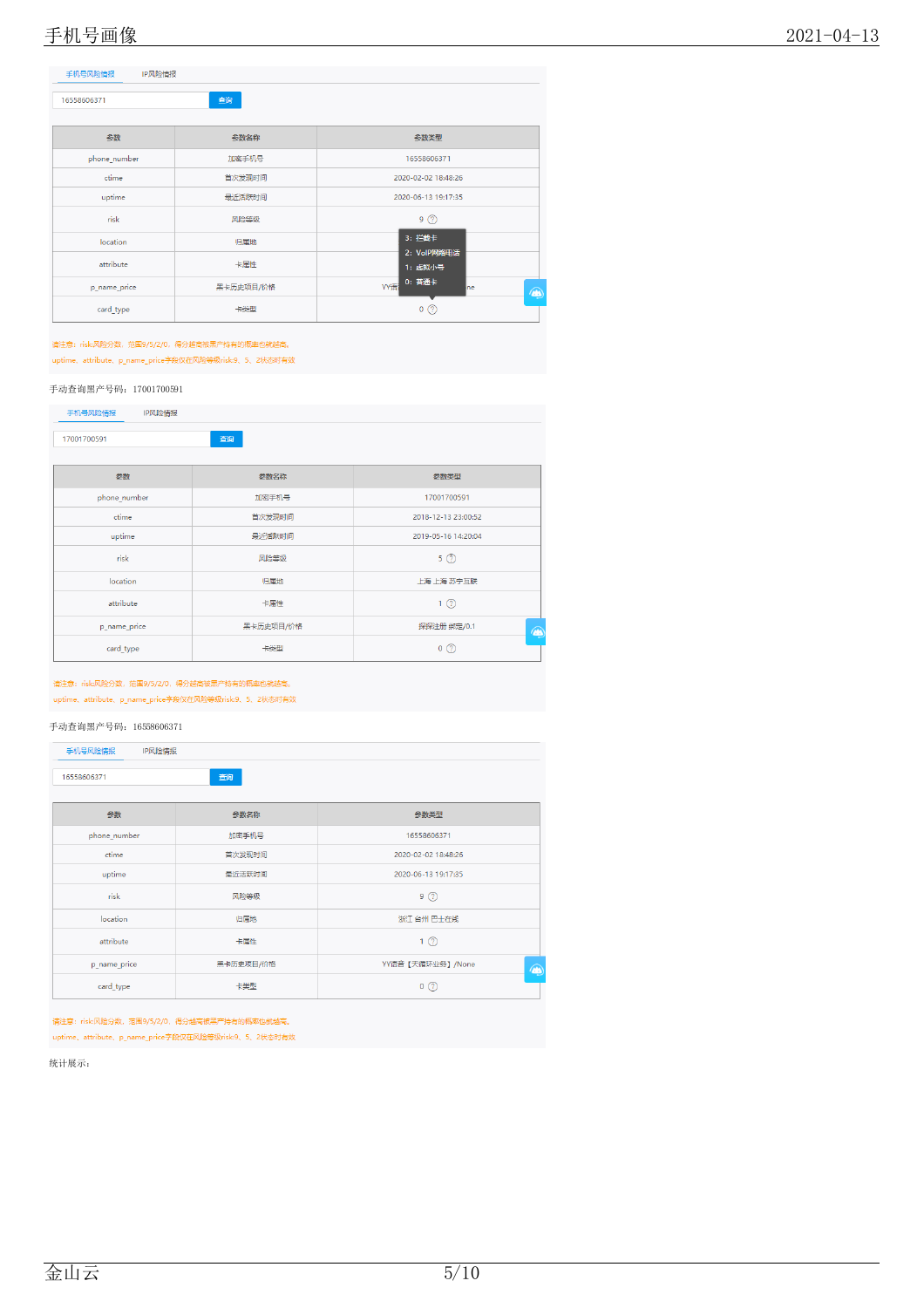手机号风险情报　IP风险情报

16558606371　查询

| 参数 | 参数名称 | 参数类型 |
| --- | --- | --- |
| phone_number | 加密手机号 | 16558606371 |
| ctime | 首次发现时间 | 2020-02-02 18:48:26 |
| uptime | 最近活跃时间 | 2020-06-13 19:17:35 |
| risk | 风险等级 | 9 |
| location | 归属地 | |
| attribute | 卡属性 | |
| p_name_price | 黑卡历史项目/价格 | YY语…ne |
| card_type | 卡类型 | 0 |

3：拦截卡
2：VoIP网络电话
1：虚拟小号
0：普通卡

请注意：risk风险分数，范围9/5/2/0，得分越高被黑产持有的概率也就越高。
uptime、attribute、p_name_price字段仅在风险等级risk9、5、2状态时有效

手动查询黑产号码：17001700591

手机号风险情报　IP风险情报

17001700591　查询

| 参数 | 参数名称 | 参数类型 |
| --- | --- | --- |
| phone_number | 加密手机号 | 17001700591 |
| ctime | 首次发现时间 | 2018-12-13 23:00:52 |
| uptime | 最近活跃时间 | 2019-05-16 14:20:04 |
| risk | 风险等级 | 5 |
| location | 归属地 | 上海 上海 苏宁互联 |
| attribute | 卡属性 | 1 |
| p_name_price | 黑卡历史项目/价格 | 探探注册 绑定/0.1 |
| card_type | 卡类型 | 0 |

请注意：risk风险分数，范围9/5/2/0，得分越高被黑产持有的概率也就越高。
uptime、attribute、p_name_price字段仅在风险等级risk9、5、2状态时有效

手动查询黑产号码：16558606371

手机号风险情报　IP风险情报

16558606371　查询

| 参数 | 参数名称 | 参数类型 |
| --- | --- | --- |
| phone_number | 加密手机号 | 16558606371 |
| ctime | 首次发现时间 | 2020-02-02 18:48:26 |
| uptime | 最近活跃时间 | 2020-06-13 19:17:35 |
| risk | 风险等级 | 9 |
| location | 归属地 | 浙江 台州 巴士在线 |
| attribute | 卡属性 | 1 |
| p_name_price | 黑卡历史项目/价格 | YY语音【天猫转业务】/None |
| card_type | 卡类型 | 0 |

请注意：risk风险分数，范围9/5/2/0，得分越高被黑产持有的概率也就越高。
uptime、attribute、p_name_price字段仅在风险等级risk9、5、2状态时有效

统计展示：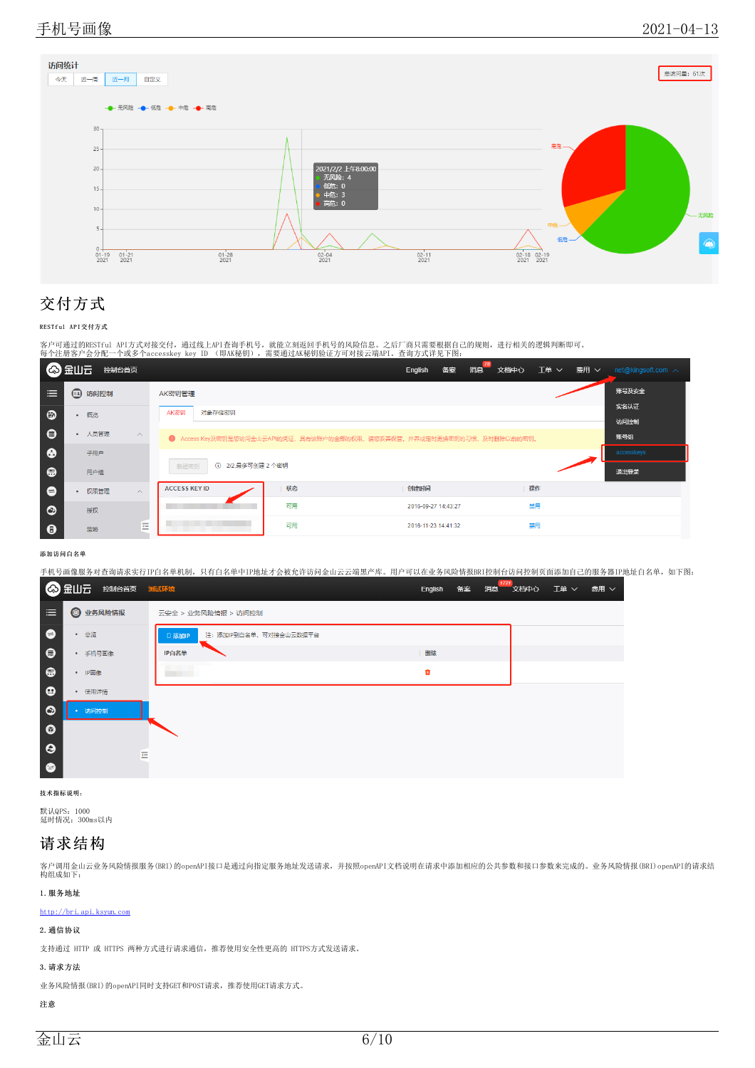## 交付方式

**RESTful API交付方式**

客户可通过的RESTful API方式对接交付，通过线上API查询手机号，就能立刻返回手机号的风险信息。之后厂商只需要根据自己的规则，进行相关的逻辑判断即可。
每个注册用户会分配一个或多个accesskey key ID （即AK秘钥），需要通过AK秘钥验证方可对接云端API。查询方式详见下图：

**添加访问白名单**

手机号画像服务对查询请求实行IP白名单机制，只有白名单中IP地址才会被允许访问金山云云端黑产库。用户可以在业务风险情报BRI控制台访问控制页面添加自己的服务器IP地址白名单，如下图：

**技术指标说明：**

默认QPS：1000
延时情况：300ms以内

## 请求结构

客户调用金山云业务风险情报服务(BRI)的openAPI接口是通过向指定服务地址发送请求，并按照openAPI文档说明在请求中添加相应的公共参数和接口参数来完成的。业务风险情报(BRI)openAPI的请求结构组成如下：

**1. 服务地址**

http://bri.api.ksyun.com

**2. 通信协议**

支持通过 HTTP 或 HTTPS 两种方式进行请求通信，推荐使用安全性更高的 HTTPS方式发送请求。

**3. 请求方法**

业务风险情报(BRI)的openAPI同时支持GET和POST请求，推荐使用GET请求方式。

**注意**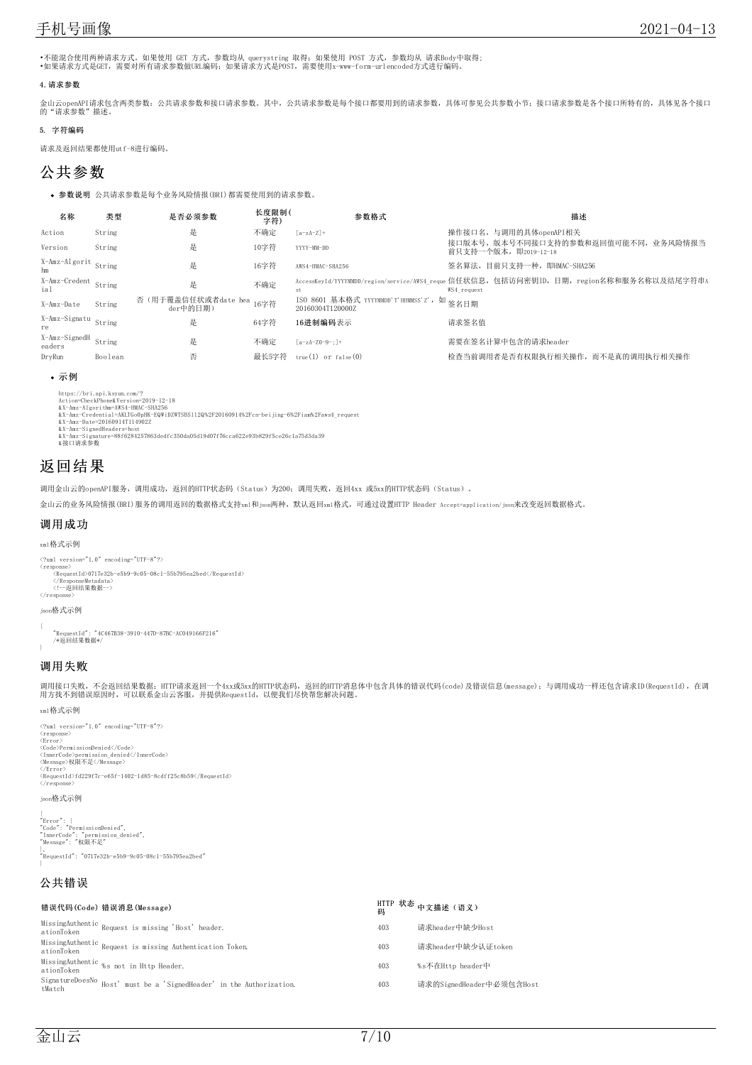•不能混合使用两种请求方式。如果使用 GET 方式，参数均从 querystring 取得；如果使用 POST 方式，参数均从 请求Body中取得；
•如果请求方式是GET，需要对所有请求参数做URL编码；如果请求方式是POST，需要使用x-www-form-urlencoded方式进行编码。

#### 4.请求参数

金山云openAPI请求包含两类参数：公共请求参数和接口请求参数。其中，公共请求参数是每个接口都要用到的请求参数，具体可参见公共参数小节；接口请求参数是各个接口所特有的，具体见各个接口的“请求参数”描述。

#### 5. 字符编码

请求及返回结果都使用utf-8进行编码。

## 公共参数

- **参数说明** 公共请求参数是每个业务风险情报(BRI)都需要使用到的请求参数。

| 名称 | 类型 | 是否必须参数 | 长度限制(字符) | 参数格式 | 描述 |
| --- | --- | --- | --- | --- | --- |
| Action | String | 是 | 不确定 | [a-zA-Z]+ | 操作接口名，与调用的具体openAPI相关 |
| Version | String | 是 | 10字符 | YYYY-MM-DD | 接口版本号，版本号不同接口支持的参数和返回值可能不同，业务风险情报当前只支持一个版本，即2019-12-18 |
| X-Amz-Algorithm | String | 是 | 16字符 | AWS4-HMAC-SHA256 | 签名算法，目前只支持一种，即HMAC-SHA256 |
| X-Amz-Credential | String | 是 | 不确定 | AccessKeyId/YYYYMMDD/region/service/AWS4_request | 信任状信息，包括访问密钥ID，日期，region名称和服务名称以及结尾字符串AWS4_request |
| X-Amz-Date | String | 否（用于覆盖信任状或者date header中的日期） | 16字符 | ISO 8601 基本格式 YYYYMMDD'T'HHMMSS'Z'，如20160304T120000Z | 签名日期 |
| X-Amz-Signature | String | 是 | 64字符 | 16进制编码表示 | 请求签名值 |
| X-Amz-SignedHeaders | String | 是 | 不确定 | [a-zA-Z0-9-;]+ | 需要在签名计算中包含的请求header |
| DryRun | Boolean | 否 | 最长5字符 | true(1) or false(0) | 检查当前调用者是否有权限执行相关操作，而不是真的调用执行相关操作 |

- **示例**

```
https://bri.api.ksyun.com/?
Action=CheckPhone&Version=2019-12-18
&X-Amz-Algorithm=AWS4-HMAC-SHA256
&X-Amz-Credential=AKLTGo0pHK-EQW:DZWTSBS112Q%2F20160914%2Fcn-beijing-6%2Fiam%2Faws4_request
&X-Amz-Date=20160914T114902Z
&X-Amz-SignedHeaders=host
&X-Amz-Signature=88f6284257863dedfc350da05d19d07f76cca622e93b829f5ce26c1a75d3da39
&接口请求参数
```

## 返回结果

调用金山云的openAPI服务，调用成功，返回的HTTP状态码（Status）为200；调用失败，返回4xx 或5xx的HTTP状态码（Status）。

金山云的业务风险情报(BRI)服务的调用返回的数据格式支持xml和json两种，默认返回xml格式，可通过设置HTTP Header Accept=application/json来改变返回数据格式。

### 调用成功

xml格式示例

```
<?xml version="1.0" encoding="UTF-8"?>
<response>
    <RequestId>0717e32b-e5b9-9c05-08c1-55b795ea2bed</RequestId>
    </ResponseMetadata>
    <!--返回结果数据-->
</response>
```

json格式示例

```
{
    "RequestId": "4C467B38-3910-447D-87BC-AC049166F216"
    /*返回结果数据*/
}
```

### 调用失败

调用接口失败，不会返回结果数据；HTTP请求返回一个4xx或5xx的HTTP状态码，返回的HTTP消息体中包含具体的错误代码(code)及错误信息(message)；与调用成功一样还包含请求ID(RequestId)，在调用方找不到错误原因时，可以联系金山云客服，并提供RequestId，以便我们尽快帮您解决问题。

xml格式示例

```
<?xml version="1.0" encoding="UTF-8"?>
<response>
<Error>
<Code>PermissionDenied</Code>
<InnerCode>permission denied</InnerCode>
<Message>权限不足</Message>
</Error>
<RequestId>fd229f7c-e65f-1402-1d85-8cdff25c8b59</RequestId>
</response>
```

json格式示例

```
{
"Error": {
"Code": "PermissionDenied",
"InnerCode": "permission denied",
"Message": "权限不足"
},
"RequestId": "0717e32b-e5b9-9c05-08c1-55b795ea2bed"
}
```

### 公共错误

| 错误代码(Code) | 错误消息(Message) | HTTP 状态码 | 中文描述（语义） |
| --- | --- | --- | --- |
| MissingAuthenticationToken | Request is missing 'Host' header. | 403 | 请求header中缺少Host |
| MissingAuthenticationToken | Request is missing Authentication Token. | 403 | 请求header中缺少认证token |
| MissingAuthenticationToken | %s not in Http Header. | 403 | %s不在Http header中 |
| SignatureDoesNotMatch | Host' must be a 'SignedHeader' in the Authorization. | 403 | 请求的SignedHeader中必须包含Host |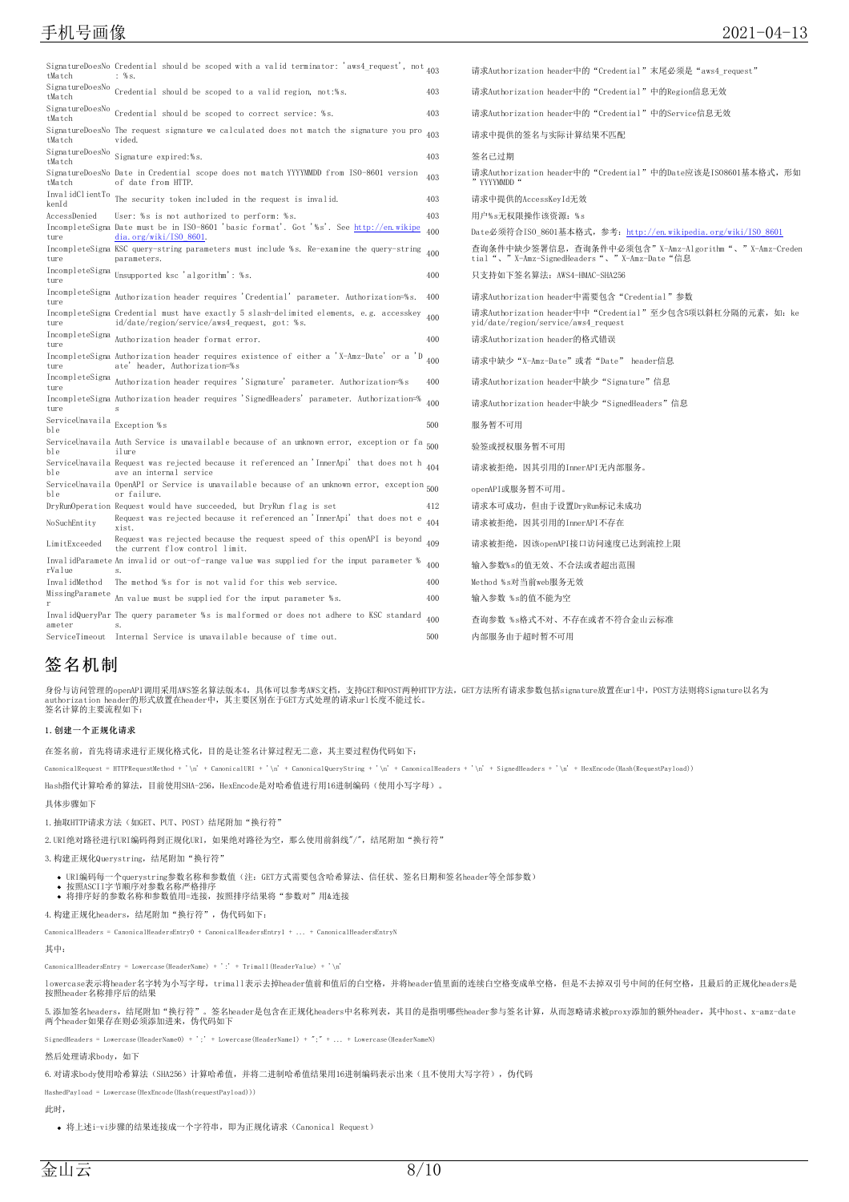| | | | |
|---|---|---|---|
| SignatureDoesNotMatch | Credential should be scoped with a valid terminator: 'aws4_request', not : %s. | 403 | 请求Authorization header中的“Credential”末尾必须是“aws4_request” |
| SignatureDoesNotMatch | Credential should be scoped to a valid region, not:%s. | 403 | 请求Authorization header中的“Credential”中的Region信息无效 |
| SignatureDoesNotMatch | Credential should be scoped to correct service: %s. | 403 | 请求Authorization header中的“Credential”中的Service信息无效 |
| SignatureDoesNotMatch | The request signature we calculated does not match the signature you provided. | 403 | 请求中提供的签名与实际计算结果不匹配 |
| SignatureDoesNotMatch | Signature expired:%s. | 403 | 签名已过期 |
| SignatureDoesNotMatch | Date in Credential scope does not match YYYYMMDD from ISO-8601 version of date from HTTP. | 403 | 请求Authorization header中的“Credential”中的Date应该是ISO8601基本格式，形如”YYYYMMDD“ |
| InvalidClientTokenId | The security token included in the request is invalid. | 403 | 请求中提供的AccessKeyId无效 |
| AccessDenied | User: %s is not authorized to perform: %s. | 403 | 用户%s无权限操作该资源：%s |
| IncompleteSignature | Date must be in ISO-8601 'basic format'. Got '%s'. See http://en.wikipedia.org/wiki/ISO_8601. | 400 | Date必须符合ISO_8601基本格式，参考：http://en.wikipedia.org/wiki/ISO_8601 |
| IncompleteSignature | KSC query-string parameters must include %s. Re-examine the query-string parameters. | 400 | 查询条件中缺少签署信息，查询条件中必须包含”X-Amz-Algorithm“、”X-Amz-Credential“、”X-Amz-SignedHeaders“、”X-Amz-Date“信息 |
| IncompleteSignature | Unsupported ksc 'algorithm': %s. | 400 | 只支持如下签名算法：AWS4-HMAC-SHA256 |
| IncompleteSignature | Authorization header requires 'Credential' parameter. Authorization=%s. | 400 | 请求Authorization header中需要包含“Credential”参数 |
| IncompleteSignature | Credential must have exactly 5 slash-delimited elements, e.g. accesskeyid/date/region/service/aws4_request, got: %s. | 400 | 请求Authorization header中中“Credential”至少包含5项以斜杠分隔的元素，如：keyid/date/region/service/aws4_request |
| IncompleteSignature | Authorization header format error. | 400 | 请求Authorization header的格式错误 |
| IncompleteSignature | Authorization header requires existence of either a 'X-Amz-Date' or a 'Date' header. Authorization=%s | 400 | 请求中缺少“X-Amz-Date”或者“Date” header信息 |
| IncompleteSignature | Authorization header requires 'Signature' parameter. Authorization=%s | 400 | 请求Authorization header中缺少“Signature”信息 |
| IncompleteSignature | Authorization header requires 'SignedHeaders' parameter. Authorization=%s | 400 | 请求Authorization header中缺少“SignedHeaders”信息 |
| ServiceUnavailable | Exception %s | 500 | 服务暂不可用 |
| ServiceUnavailable | Auth Service is unavailable because of an unknown error, exception or failure | 500 | 验签或授权服务暂不可用 |
| ServiceUnavailable | Request was rejected because it referenced an 'InnerApi' that does not have an internal service | 404 | 请求被拒绝，因其引用的InnerAPI无内部服务。 |
| ServiceUnavailable | OpenAPI or Service is unavailable because of an unknown error, exception or failure. | 500 | openAPI或服务暂不可用。 |
| DryRunOperation | Request would have succeeded, but DryRun flag is set | 412 | 请求本可成功，但由于设置DryRun标记未成功 |
| NoSuchEntity | Request was rejected because it referenced an 'InnerApi' that does not exist. | 404 | 请求被拒绝，因其引用的InnerAPI不存在 |
| LimitExceeded | Request was rejected because the request speed of this openAPI is beyond the current flow control limit. | 409 | 请求被拒绝，因该openAPI接口访问速度已达到流控上限 |
| InvalidParameterValue | An invalid or out-of-range value was supplied for the input parameter %s. | 400 | 输入参数%s的值无效、不合法或者超出范围 |
| InvalidMethod | The method %s for is not valid for this web service. | 400 | Method %s对当前web服务无效 |
| MissingParameter | An value must be supplied for the input parameter %s. | 400 | 输入参数 %s的值不能为空 |
| InvalidQueryParameter | The query parameter %s is malformed or does not adhere to KSC standards. | 400 | 查询参数 %s格式不对、不存在或者不符合金山云标准 |
| ServiceTimeout | Internal Service is unavailable because of time out. | 500 | 内部服务由于超时暂不可用 |

# 签名机制

身份与访问管理的openAPI调用采用AWS签名算法版本4，具体可以参考AWS文档，支持GET和POST两种HTTP方法，GET方法所有请求参数包括signature放置在url中，POST方法则将Signature以名为authorization header的形式放置在header中，其主要区别在于GET方式处理的请求url长度不能过长。
签名计算的主要流程如下：

**1.创建一个正规化请求**

在签名前，首先将请求进行正规化格式化，目的是让签名计算过程无二意，其主要过程伪代码如下：

```
CanonicalRequest = HTTPRequestMethod + '\n' + CanonicalURI + '\n' + CanonicalQueryString + '\n' + CanonicalHeaders + '\n' + SignedHeaders + '\n' + HexEncode(Hash(RequestPayload))
```

Hash指代计算哈希的算法，目前使用SHA-256，HexEncode是对哈希值进行用16进制编码（使用小写字母）。

具体步骤如下

1.抽取HTTP请求方法（如GET、PUT、POST）结尾附加“换行符”

2.URI绝对路径进行URI编码得到正规化URI，如果绝对路径为空，那么使用前斜线"/"，结尾附加“换行符”

3.构建正规化Querystring，结尾附加“换行符”

- URI编码每一个querystring参数名称和参数值（注：GET方式需要包含哈希算法、信任状、签名日期和签名header等全部参数）
- 按照ASCII字节顺序对参数名称严格排序
- 将排序好的参数名称和参数值用=连接，按照排序结果将“参数对”用&连接

4.构建正规化headers，结尾附加“换行符”，伪代码如下：

```
CanonicalHeaders = CanonicalHeadersEntry0 + CanonicalHeadersEntry1 + ... + CanonicalHeadersEntryN
```

其中：

```
CanonicalHeadersEntry = Lowercase(HeaderName) + ':' + Trimall(HeaderValue) + '\n'
```

lowercase表示将header名字转为小写字母，trimall表示去掉header值前和值后的白空格，并将header值里面的连续白空格变成单空格，但是不去掉双引号中间的任何空格，且最后的正规化headers是按照header名称排序后的结果

5.添加签名headers，结尾附加“换行符”。签名header是包含在正规化headers中名称列表，其目的是指明哪些header参与签名计算，从而忽略请求被proxy添加的额外header，其中host、x-amz-date两个header如果存在则必须添加进来，伪代码如下

```
SignedHeaders = Lowercase(HeaderName0) + ';' + Lowercase(HeaderName1) + ";" + ... + Lowercase(HeaderNameN)
```

然后处理请求body，如下

6.对请求body使用哈希算法（SHA256）计算哈希值，并将二进制哈希值结果用16进制编码表示出来（且不使用大写字符），伪代码

```
HashedPayload = Lowercase(HexEncode(Hash(requestPayload)))
```

此时，

- 将上述i-vi步骤的结果连接成一个字符串，即为正规化请求（Canonical Request）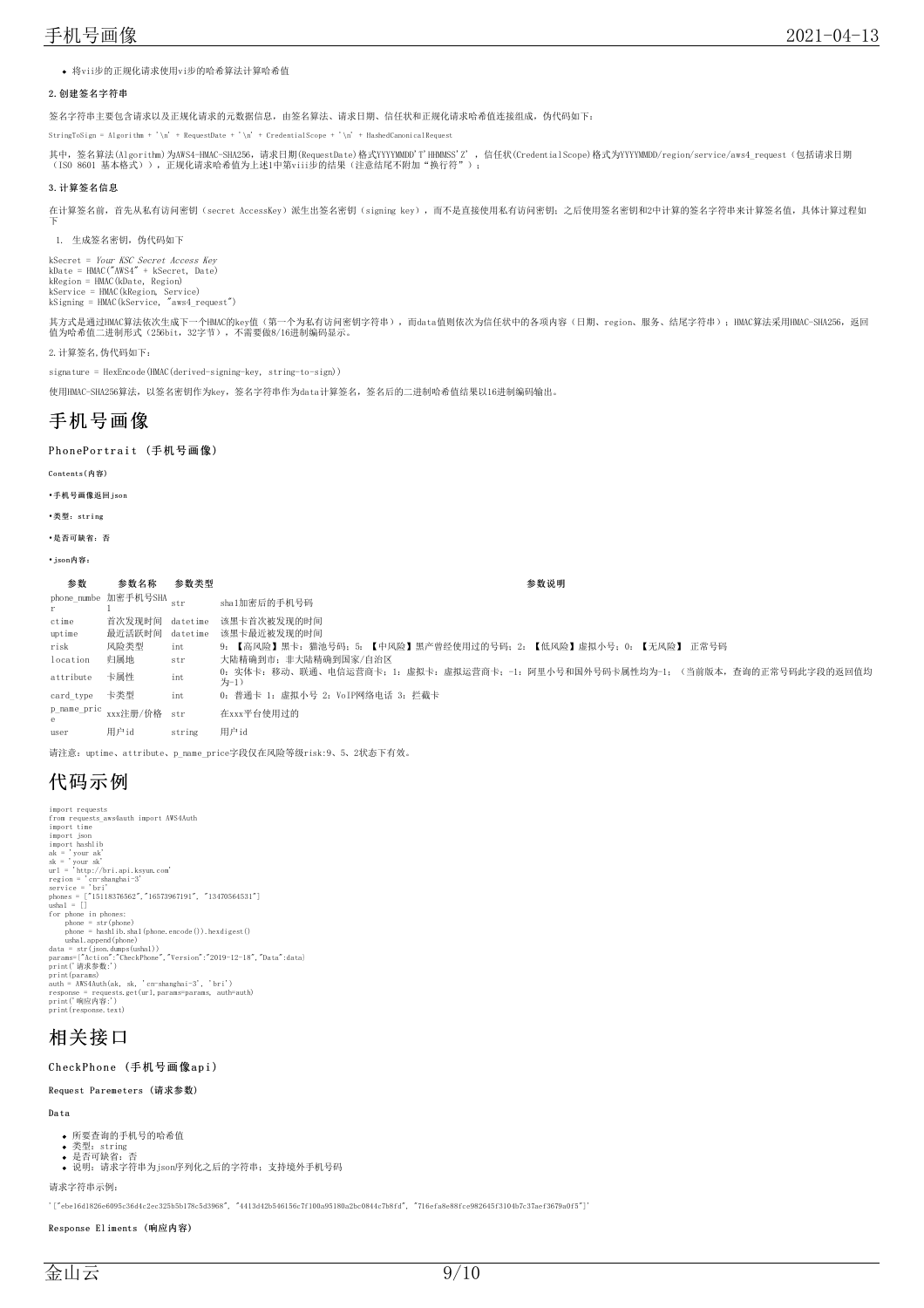- 将vii步的正规化请求使用vi步的哈希算法计算哈希值

#### 2.创建签名字符串

签名字符串主要包含请求以及正规化请求的元数据信息，由签名算法、请求日期、信任状和正规化请求哈希值连接组成，伪代码如下：

```
StringToSign = Algorithm + '\n' + RequestDate + '\n' + CredentialScope + '\n' + HashedCanonicalRequest
```

其中，签名算法(Algorithm)为AWS4-HMAC-SHA256，请求日期(RequestDate)格式YYYYMMDD'T'HHMMSS'Z'，信任状(CredentialScope)格式为YYYYMMDD/region/service/aws4_request（包括请求日期（ISO 8601 基本格式）），正规化请求哈希值为上述1中第viii步的结果（注意结尾不附加"换行符"）；

#### 3.计算签名信息

在计算签名前，首先从私有访问密钥（secret AccessKey）派生出签名密钥（signing key），而不是直接使用私有访问密钥；之后使用签名密钥和2中计算的签名字符串来计算签名值，具体计算过程如下

1. 生成签名密钥，伪代码如下

```
kSecret = Your KSC Secret Access Key
kDate = HMAC("AWS4" + kSecret, Date)
kRegion = HMAC(kDate, Region)
kService = HMAC(kRegion, Service)
kSigning = HMAC(kService, "aws4_request")
```

其方式是通过HMAC算法依次生成下一个HMAC的key值（第一个为私有访问密钥字符串），而data值则依次为信任状中的各项内容（日期、region、服务、结尾字符串）；HMAC算法采用HMAC-SHA256，返回值为哈希值二进制形式（256bit，32字节），不需要做8/16进制编码显示。

2.计算签名,伪代码如下：

```
signature = HexEncode(HMAC(derived-signing-key, string-to-sign))
```

使用HMAC-SHA256算法，以签名密钥作为key，签名字符串作为data计算签名，签名后的二进制哈希值结果以16进制编码输出。

# 手机号画像

## PhonePortrait (手机号画像)

**Contents(内容)**

- **手机号画像返回json**
- **类型：string**
- **是否可缺省：否**
- **json内容：**

| 参数 | 参数名称 | 参数类型 | 参数说明 |
|---|---|---|---|
| phone_number | 加密手机号SHA1 | str | sha1加密后的手机号码 |
| ctime | 首次发现时间 | datetime | 该黑卡首次被发现的时间 |
| uptime | 最近活跃时间 | datetime | 该黑卡最近被发现的时间 |
| risk | 风险类型 | int | 9：【高风险】黑卡：猫池号码；5：【中风险】黑产曾经使用过的号码；2：【低风险】虚拟小号；0：【无风险】 正常号码 |
| location | 归属地 | str | 大陆精确到市；非大陆精确到国家/自治区 |
| attribute | 卡属性 | int | 0：实体卡：移动、联通、电信运营商卡；1：虚拟卡：虚拟运营商卡；-1：阿里小号和国外号码卡属性均为-1；（当前版本，查询的正常号码此字段的返回值均为-1） |
| card_type | 卡类型 | int | 0：普通卡 1：虚拟小号 2：VoIP网络电话 3：拦截卡 |
| p_name_price | xxx注册/价格 | str | 在xxx平台使用过的 |
| user | 用户id | string | 用户id |

请注意：uptime、attribute、p_name_price字段仅在风险等级risk:9、5、2状态下有效。

# 代码示例

```
import requests
from requests_aws4auth import AWS4Auth
import time
import json
import hashlib
ak = 'your ak'
sk = 'your sk'
url = 'http://bri.api.ksyun.com'
region = 'cn-shanghai-3'
service = 'bri'
phones = ["15118376562","16573967191", "13470564531"]
usha1 = []
for phone in phones:
    phone = str(phone)
    phone = hashlib.sha1(phone.encode()).hexdigest()
    usha1.append(phone)
data = str(json.dumps(usha1))
params={"Action":"CheckPhone","Version":"2019-12-18","Data":data}
print('请求参数:')
print(params)
auth = AWS4Auth(ak, sk, 'cn-shanghai-3', 'bri')
response = requests.get(url,params=params, auth=auth)
print('响应内容:')
print(response.text)
```

# 相关接口

## CheckPhone (手机号画像api)

**Request Paremeters (请求参数)**

**Data**

- 所要查询的手机号的哈希值
- 类型：string
- 是否可缺省：否
- 说明：请求字符串为json序列化之后的字符串；支持境外手机号码

请求字符串示例：

```
'["ebe16d1826e6095c36d4c2ec325b5b178c5d3968", "4413d42b546156c7f100a95180a2bc0844c7b8fd", "716efa8e88fce982645f3104b7c37aef3679a0f5"]'
```

**Response Eliments (响应内容)**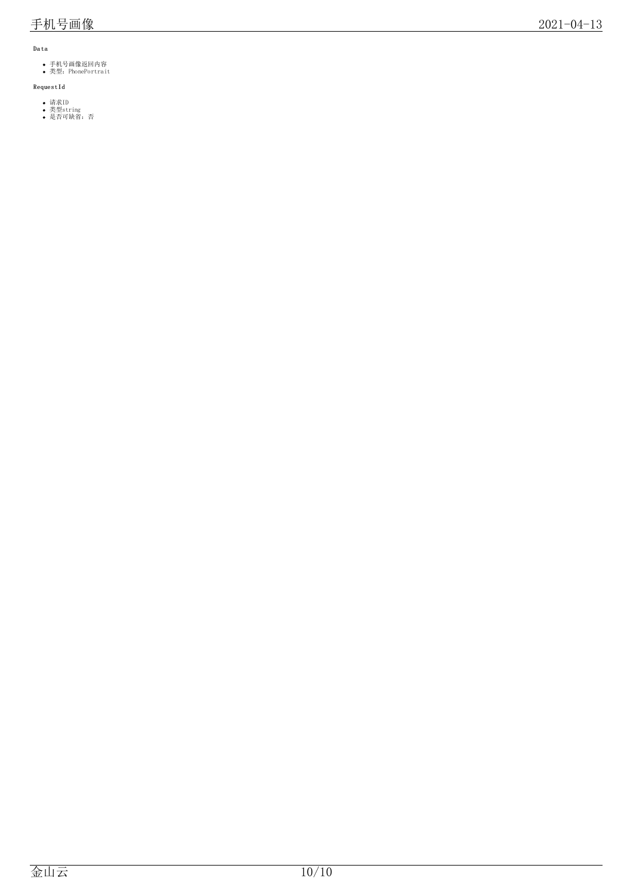Data

- 手机号画像返回内容
- 类型：PhonePortrait

RequestId

- 请求ID
- 类型string
- 是否可缺省：否